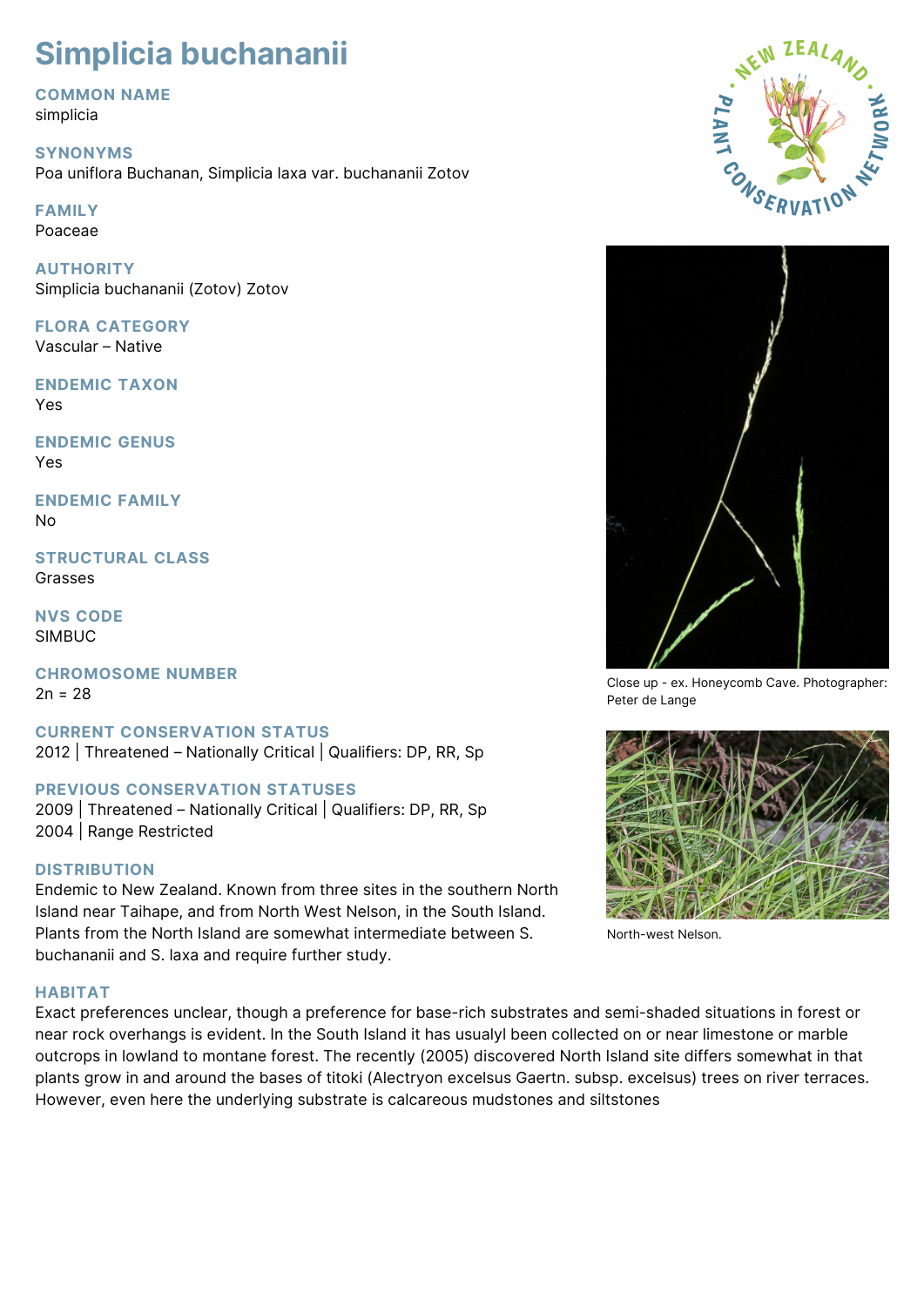# Simplicia buchananii

## COMMON NAME
simplicia

## SYNONYMS
Poa uniflora Buchanan, Simplicia laxa var. buchananii Zotov

## FAMILY
Poaceae

## AUTHORITY
Simplicia buchananii (Zotov) Zotov

## FLORA CATEGORY
Vascular – Native

## ENDEMIC TAXON
Yes

## ENDEMIC GENUS
Yes

## ENDEMIC FAMILY
No

## STRUCTURAL CLASS
Grasses

## NVS CODE
SIMBUC

## CHROMOSOME NUMBER
2n = 28

## CURRENT CONSERVATION STATUS
2012 | Threatened – Nationally Critical | Qualifiers: DP, RR, Sp

## PREVIOUS CONSERVATION STATUSES
2009 | Threatened – Nationally Critical | Qualifiers: DP, RR, Sp
2004 | Range Restricted

## DISTRIBUTION
Endemic to New Zealand. Known from three sites in the southern North Island near Taihape, and from North West Nelson, in the South Island. Plants from the North Island are somewhat intermediate between S. buchananii and S. laxa and require further study.

Close up - ex. Honeycomb Cave. Photographer: Peter de Lange

North-west Nelson.

## HABITAT
Exact preferences unclear, though a preference for base-rich substrates and semi-shaded situations in forest or near rock overhangs is evident. In the South Island it has usualyl been collected on or near limestone or marble outcrops in lowland to montane forest. The recently (2005) discovered North Island site differs somewhat in that plants grow in and around the bases of titoki (Alectryon excelsus Gaertn. subsp. excelsus) trees on river terraces. However, even here the underlying substrate is calcareous mudstones and siltstones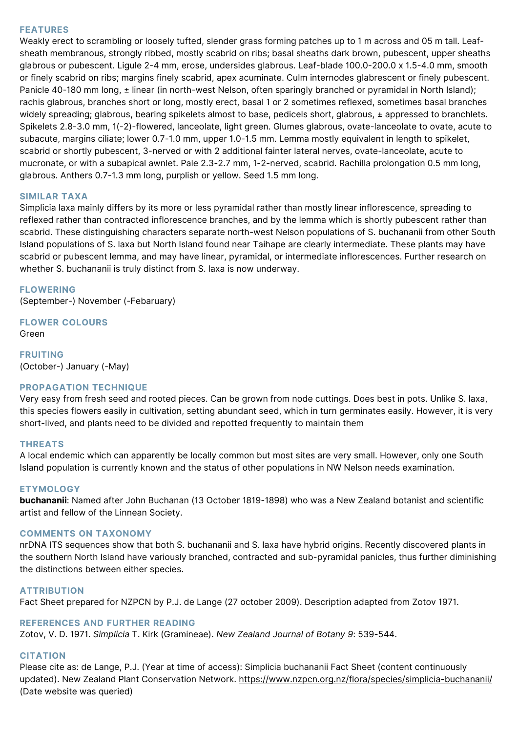## FEATURES

Weakly erect to scrambling or loosely tufted, slender grass forming patches up to 1 m across and 05 m tall. Leaf-sheath membranous, strongly ribbed, mostly scabrid on ribs; basal sheaths dark brown, pubescent, upper sheaths glabrous or pubescent. Ligule 2-4 mm, erose, undersides glabrous. Leaf-blade 100.0-200.0 x 1.5-4.0 mm, smooth or finely scabrid on ribs; margins finely scabrid, apex acuminate. Culm internodes glabrescent or finely pubescent. Panicle 40-180 mm long, ± linear (in north-west Nelson, often sparingly branched or pyramidal in North Island); rachis glabrous, branches short or long, mostly erect, basal 1 or 2 sometimes reflexed, sometimes basal branches widely spreading; glabrous, bearing spikelets almost to base, pedicels short, glabrous, ± appressed to branchlets. Spikelets 2.8-3.0 mm, 1(-2)-flowered, lanceolate, light green. Glumes glabrous, ovate-lanceolate to ovate, acute to subacute, margins ciliate; lower 0.7-1.0 mm, upper 1.0-1.5 mm. Lemma mostly equivalent in length to spikelet, scabrid or shortly pubescent, 3-nerved or with 2 additional fainter lateral nerves, ovate-lanceolate, acute to mucronate, or with a subapical awnlet. Pale 2.3-2.7 mm, 1-2-nerved, scabrid. Rachilla prolongation 0.5 mm long, glabrous. Anthers 0.7-1.3 mm long, purplish or yellow. Seed 1.5 mm long.

## SIMILAR TAXA

Simplicia laxa mainly differs by its more or less pyramidal rather than mostly linear inflorescence, spreading to reflexed rather than contracted inflorescence branches, and by the lemma which is shortly pubescent rather than scabrid. These distinguishing characters separate north-west Nelson populations of S. buchananii from other South Island populations of S. laxa but North Island found near Taihape are clearly intermediate. These plants may have scabrid or pubescent lemma, and may have linear, pyramidal, or intermediate inflorescences. Further research on whether S. buchananii is truly distinct from S. laxa is now underway.

## FLOWERING

(September-) November (-Febaruary)

## FLOWER COLOURS

Green

## FRUITING

(October-) January (-May)

## PROPAGATION TECHNIQUE

Very easy from fresh seed and rooted pieces. Can be grown from node cuttings. Does best in pots. Unlike S. laxa, this species flowers easily in cultivation, setting abundant seed, which in turn germinates easily. However, it is very short-lived, and plants need to be divided and repotted frequently to maintain them

## THREATS

A local endemic which can apparently be locally common but most sites are very small. However, only one South Island population is currently known and the status of other populations in NW Nelson needs examination.

## ETYMOLOGY

**buchananii**: Named after John Buchanan (13 October 1819-1898) who was a New Zealand botanist and scientific artist and fellow of the Linnean Society.

## COMMENTS ON TAXONOMY

nrDNA ITS sequences show that both S. buchananii and S. laxa have hybrid origins. Recently discovered plants in the southern North Island have variously branched, contracted and sub-pyramidal panicles, thus further diminishing the distinctions between either species.

## ATTRIBUTION

Fact Sheet prepared for NZPCN by P.J. de Lange (27 october 2009). Description adapted from Zotov 1971.

## REFERENCES AND FURTHER READING

Zotov, V. D. 1971. *Simplicia* T. Kirk (Gramineae). *New Zealand Journal of Botany 9*: 539-544.

## CITATION

Please cite as: de Lange, P.J. (Year at time of access): Simplicia buchananii Fact Sheet (content continuously updated). New Zealand Plant Conservation Network. https://www.nzpcn.org.nz/flora/species/simplicia-buchananii/ (Date website was queried)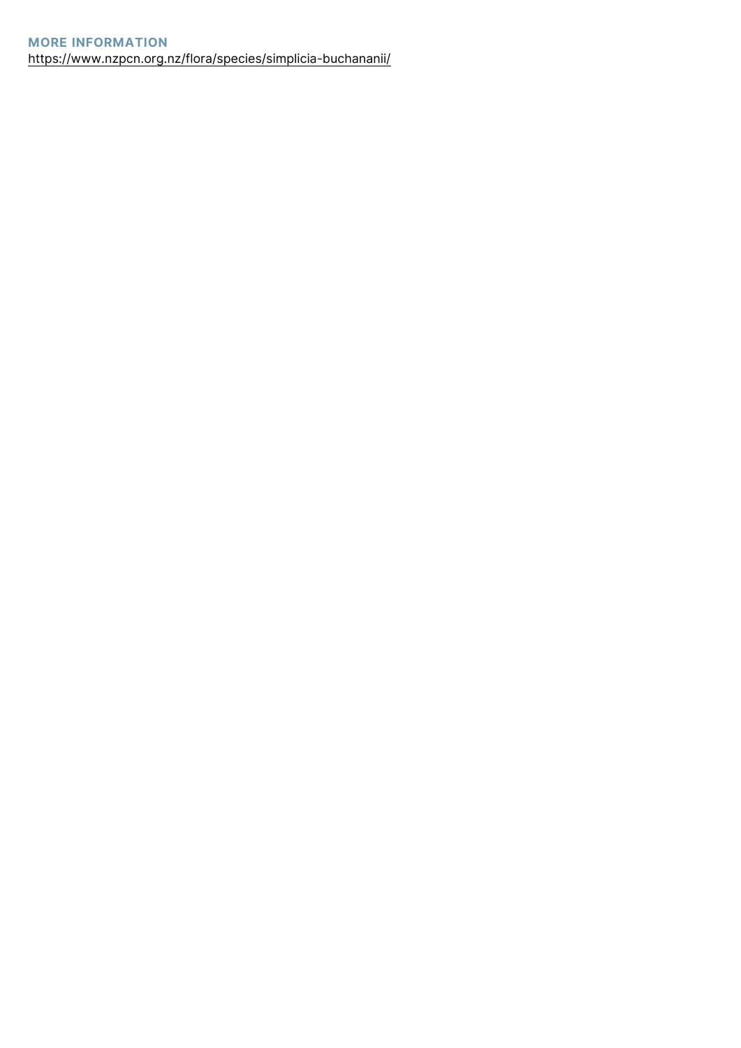**MORE INFORMATION**

https://www.nzpcn.org.nz/flora/species/simplicia-buchananii/